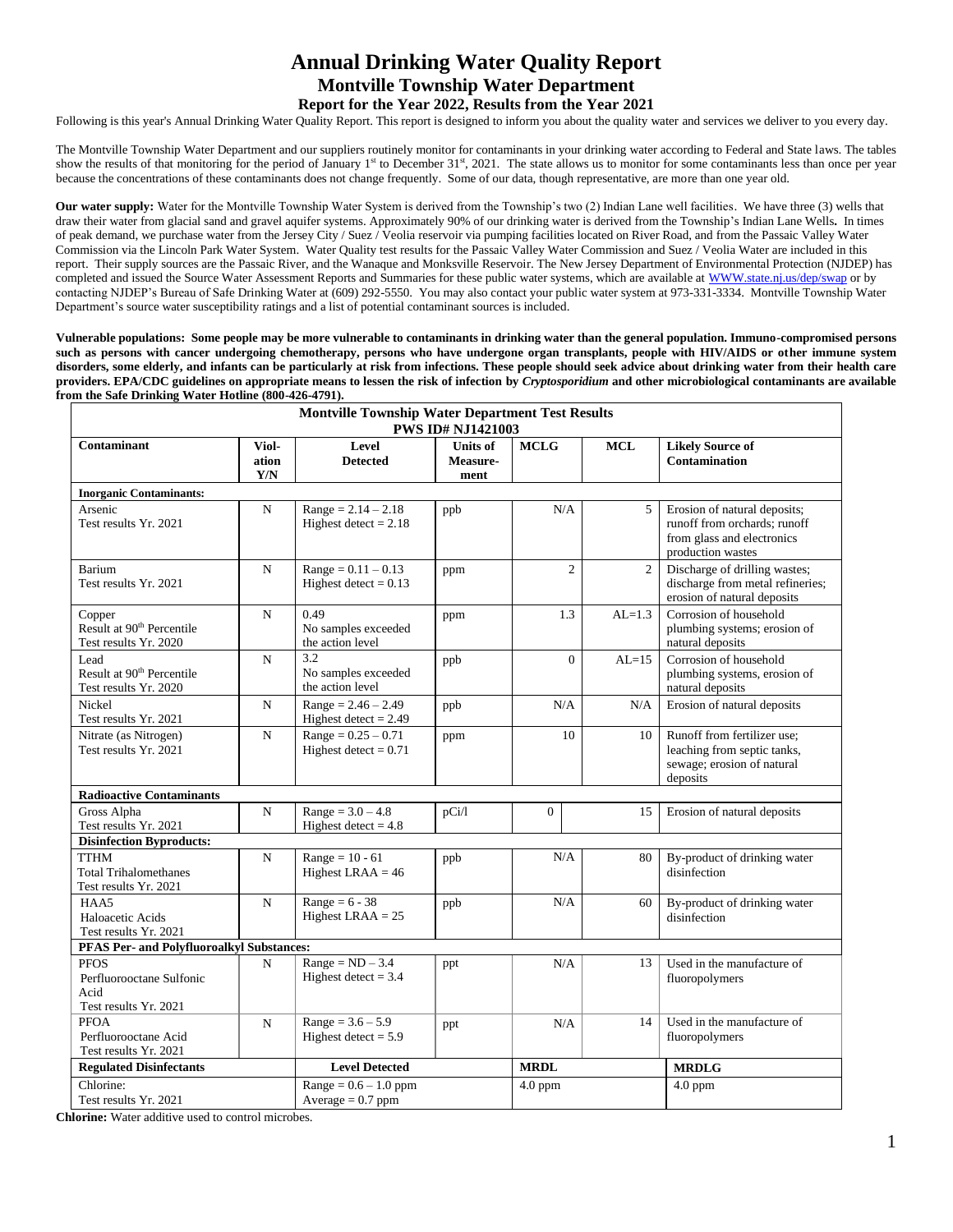# Annual Drinking Water Quality Report

## Montville Township Water Department

### Report for the Year 2022, Results from the Year 2021

Following is this year's Annual Drinking Water Quality Report. This report is designed to inform you about the quality water and services we deliver to you every day.

The Montville Township Water Department and our suppliers routinely monitor for contaminants in your drinking water according to Federal and State laws. The tables show the results of that monitoring for the period of January 1st to December 31st, 2021. The state allows us to monitor for some contaminants less than once per year because the concentrations of these contaminants does not change frequently. Some of our data, though representative, are more than one year old.

**Our water supply:** Water for the Montville Township Water System is derived from the Township's two (2) Indian Lane well facilities. We have three (3) wells that draw their water from glacial sand and gravel aquifer systems. Approximately 90% of our drinking water is derived from the Township's Indian Lane Wells**.** In times of peak demand, we purchase water from the Jersey City / Suez / Veolia reservoir via pumping facilities located on River Road, and from the Passaic Valley Water Commission via the Lincoln Park Water System. Water Quality test results for the Passaic Valley Water Commission and Suez / Veolia Water are included in this report. Their supply sources are the Passaic River, and the Wanaque and Monksville Reservoir. The New Jersey Department of Environmental Protection (NJDEP) has completed and issued the Source Water Assessment Reports and Summaries for these public water systems, which are available at WWW.state.nj.us/dep/swap or by contacting NJDEP's Bureau of Safe Drinking Water at (609) 292-5550. You may also contact your public water system at 973-331-3334. Montville Township Water Department's source water susceptibility ratings and a list of potential contaminant sources is included.

**Vulnerable populations: Some people may be more vulnerable to contaminants in drinking water than the general population. Immuno-compromised persons such as persons with cancer undergoing chemotherapy, persons who have undergone organ transplants, people with HIV/AIDS or other immune system disorders, some elderly, and infants can be particularly at risk from infections. These people should seek advice about drinking water from their health care providers. EPA/CDC guidelines on appropriate means to lessen the risk of infection by *Cryptosporidium* and other microbiological contaminants are available from the Safe Drinking Water Hotline (800-426-4791).**

**Montville Township Water Department Test Results**
**PWS ID# NJ1421003**

| Contaminant | Violation Y/N | Level Detected | Units of Measurement | MCLG | MCL | Likely Source of Contamination |
|---|---|---|---|---|---|---|
| **Inorganic Contaminants:** | | | | | | |
| Arsenic<br>Test results Yr. 2021 | N | Range = 2.14 – 2.18<br>Highest detect = 2.18 | ppb | N/A | 5 | Erosion of natural deposits; runoff from orchards; runoff from glass and electronics production wastes |
| Barium<br>Test results Yr. 2021 | N | Range = 0.11 – 0.13<br>Highest detect = 0.13 | ppm | 2 | 2 | Discharge of drilling wastes; discharge from metal refineries; erosion of natural deposits |
| Copper<br>Result at 90th Percentile<br>Test results Yr. 2020 | N | 0.49<br>No samples exceeded the action level | ppm | 1.3 | AL=1.3 | Corrosion of household plumbing systems; erosion of natural deposits |
| Lead<br>Result at 90th Percentile<br>Test results Yr. 2020 | N | 3.2<br>No samples exceeded the action level | ppb | 0 | AL=15 | Corrosion of household plumbing systems, erosion of natural deposits |
| Nickel<br>Test results Yr. 2021 | N | Range = 2.46 – 2.49<br>Highest detect = 2.49 | ppb | N/A | N/A | Erosion of natural deposits |
| Nitrate (as Nitrogen)<br>Test results Yr. 2021 | N | Range = 0.25 – 0.71<br>Highest detect = 0.71 | ppm | 10 | 10 | Runoff from fertilizer use; leaching from septic tanks, sewage; erosion of natural deposits |
| **Radioactive Contaminants** | | | | | | |
| Gross Alpha<br>Test results Yr. 2021 | N | Range = 3.0 – 4.8<br>Highest detect = 4.8 | pCi/l | 0 | 15 | Erosion of natural deposits |
| **Disinfection Byproducts:** | | | | | | |
| TTHM<br>Total Trihalomethanes<br>Test results Yr. 2021 | N | Range = 10 - 61<br>Highest LRAA = 46 | ppb | N/A | 80 | By-product of drinking water disinfection |
| HAA5<br>Haloacetic Acids<br>Test results Yr. 2021 | N | Range = 6 - 38<br>Highest LRAA = 25 | ppb | N/A | 60 | By-product of drinking water disinfection |
| **PFAS Per- and Polyfluoroalkyl Substances:** | | | | | | |
| PFOS<br>Perfluorooctane Sulfonic Acid<br>Test results Yr. 2021 | N | Range = ND – 3.4<br>Highest detect = 3.4 | ppt | N/A | 13 | Used in the manufacture of fluoropolymers |
| PFOA<br>Perfluorooctane Acid<br>Test results Yr. 2021 | N | Range = 3.6 – 5.9<br>Highest detect = 5.9 | ppt | N/A | 14 | Used in the manufacture of fluoropolymers |

| Regulated Disinfectants | Level Detected | MRDL | MRDLG |
|---|---|---|---|
| Chlorine:<br>Test results Yr. 2021 | Range = 0.6 – 1.0 ppm<br>Average = 0.7 ppm | 4.0 ppm | 4.0 ppm |

**Chlorine:** Water additive used to control microbes.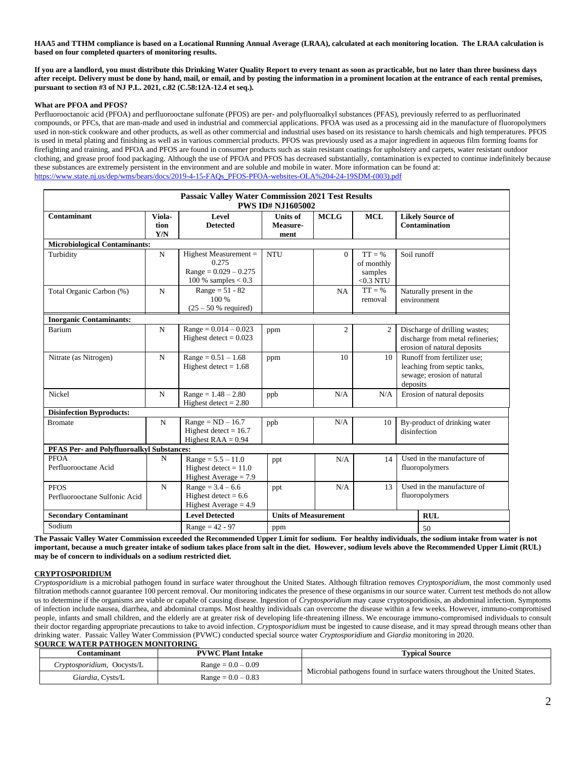**HAA5 and TTHM compliance is based on a Locational Running Annual Average (LRAA), calculated at each monitoring location. The LRAA calculation is based on four completed quarters of monitoring results.**

**If you are a landlord, you must distribute this Drinking Water Quality Report to every tenant as soon as practicable, but no later than three business days after receipt. Delivery must be done by hand, mail, or email, and by posting the information in a prominent location at the entrance of each rental premises, pursuant to section #3 of NJ P.L. 2021, c.82 (C.58:12A-12.4 et seq.).**

**What are PFOA and PFOS?**

Perfluorooctanoic acid (PFOA) and perfluorooctane sulfonate (PFOS) are per- and polyfluoroalkyl substances (PFAS), previously referred to as perfluorinated compounds, or PFCs, that are man-made and used in industrial and commercial applications. PFOA was used as a processing aid in the manufacture of fluoropolymers used in non-stick cookware and other products, as well as other commercial and industrial uses based on its resistance to harsh chemicals and high temperatures. PFOS is used in metal plating and finishing as well as in various commercial products. PFOS was previously used as a major ingredient in aqueous film forming foams for firefighting and training, and PFOA and PFOS are found in consumer products such as stain resistant coatings for upholstery and carpets, water resistant outdoor clothing, and grease proof food packaging. Although the use of PFOA and PFOS has decreased substantially, contamination is expected to continue indefinitely because these substances are extremely persistent in the environment and are soluble and mobile in water. More information can be found at: https://www.state.nj.us/dep/wms/bears/docs/2019-4-15-FAQs_PFOS-PFOA-websites-OLA%204-24-19SDM-(003).pdf

**Passaic Valley Water Commission 2021 Test Results**
**PWS ID# NJ1605002**

| Contaminant | Violation Y/N | Level Detected | Units of Measurement | MCLG | MCL | Likely Source of Contamination |
|---|---|---|---|---|---|---|
| **Microbiological Contaminants:** | | | | | | |
| Turbidity | N | Highest Measurement = 0.275<br>Range = 0.029 – 0.275<br>100 % samples < 0.3 | NTU | 0 | TT = % of monthly samples <0.3 NTU | Soil runoff |
| Total Organic Carbon (%) | N | Range = 51 - 82<br>100 %<br>(25 – 50 % required) | | NA | TT = % removal | Naturally present in the environment |
| **Inorganic Contaminants:** | | | | | | |
| Barium | N | Range = 0.014 – 0.023<br>Highest detect = 0.023 | ppm | 2 | 2 | Discharge of drilling wastes; discharge from metal refineries; erosion of natural deposits |
| Nitrate (as Nitrogen) | N | Range = 0.51 – 1.68<br>Highest detect = 1.68 | ppm | 10 | 10 | Runoff from fertilizer use; leaching from septic tanks, sewage; erosion of natural deposits |
| Nickel | N | Range = 1.48 – 2.80<br>Highest detect = 2.80 | ppb | N/A | N/A | Erosion of natural deposits |
| **Disinfection Byproducts:** | | | | | | |
| Bromate | N | Range = ND – 16.7<br>Highest detect = 16.7<br>Highest RAA = 0.94 | ppb | N/A | 10 | By-product of drinking water disinfection |
| **PFAS Per- and Polyfluoroalkyl Substances:** | | | | | | |
| PFOA<br>Perfluorooctane Acid | N | Range = 5.5 – 11.0<br>Highest detect = 11.0<br>Highest Average = 7.9 | ppt | N/A | 14 | Used in the manufacture of fluoropolymers |
| PFOS<br>Perfluorooctane Sulfonic Acid | N | Range = 3.4 – 6.6<br>Highest detect = 6.6<br>Highest Average = 4.9 | ppt | N/A | 13 | Used in the manufacture of fluoropolymers |
| **Secondary Contaminant** | | **Level Detected** | **Units of Measurement** | | | **RUL** |
| Sodium | | Range = 42 - 97 | ppm | | | 50 |

**The Passaic Valley Water Commission exceeded the Recommended Upper Limit for sodium. For healthy individuals, the sodium intake from water is not important, because a much greater intake of sodium takes place from salt in the diet. However, sodium levels above the Recommended Upper Limit (RUL) may be of concern to individuals on a sodium restricted diet.**

**CRYPTOSPORIDIUM**

*Cryptosporidium* is a microbial pathogen found in surface water throughout the United States. Although filtration removes *Cryptosporidium*, the most commonly used filtration methods cannot guarantee 100 percent removal. Our monitoring indicates the presence of these organisms in our source water. Current test methods do not allow us to determine if the organisms are viable or capable of causing disease. Ingestion of *Cryptosporidium* may cause cryptosporidiosis, an abdominal infection. Symptoms of infection include nausea, diarrhea, and abdominal cramps. Most healthy individuals can overcome the disease within a few weeks. However, immuno-compromised people, infants and small children, and the elderly are at greater risk of developing life-threatening illness. We encourage immuno-compromised individuals to consult their doctor regarding appropriate precautions to take to avoid infection. *Cryptosporidium* must be ingested to cause disease, and it may spread through means other than drinking water. Passaic Valley Water Commission (PVWC) conducted special source water *Cryptosporidium* and *Giardia* monitoring in 2020.

**SOURCE WATER PATHOGEN MONITORING**

| Contaminant | PVWC Plant Intake | Typical Source |
|---|---|---|
| *Cryptosporidium*, Oocysts/L | Range = 0.0 – 0.09 | Microbial pathogens found in surface waters throughout the United States. |
| *Giardia*, Cysts/L | Range = 0.0 – 0.83 | |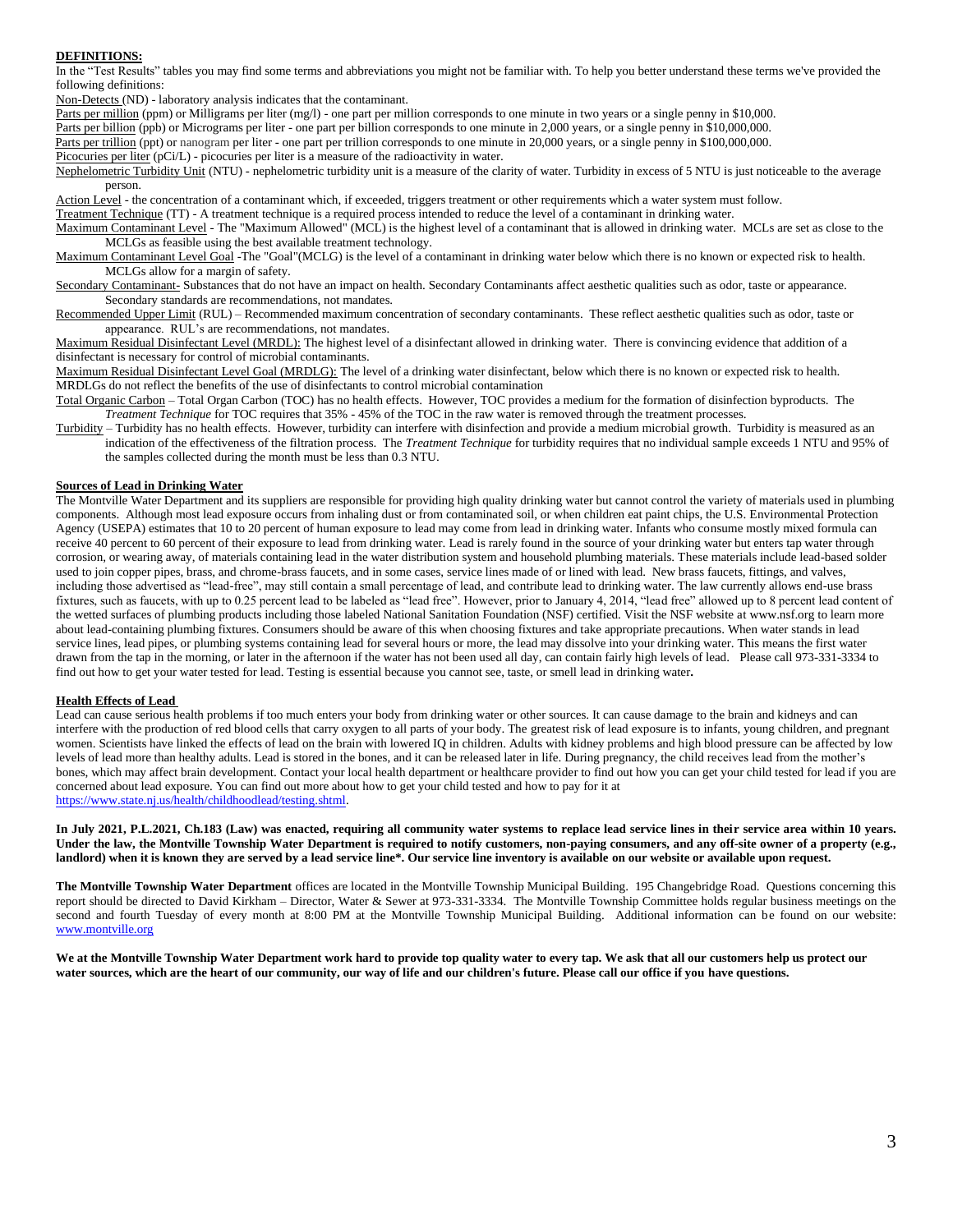**DEFINITIONS:**

In the "Test Results" tables you may find some terms and abbreviations you might not be familiar with. To help you better understand these terms we've provided the following definitions:

Non-Detects (ND) - laboratory analysis indicates that the contaminant.

Parts per million (ppm) or Milligrams per liter (mg/l) - one part per million corresponds to one minute in two years or a single penny in $10,000.

Parts per billion (ppb) or Micrograms per liter - one part per billion corresponds to one minute in 2,000 years, or a single penny in $10,000,000.

Parts per trillion (ppt) or nanogram per liter - one part per trillion corresponds to one minute in 20,000 years, or a single penny in $100,000,000.

Picocuries per liter (pCi/L) - picocuries per liter is a measure of the radioactivity in water.

Nephelometric Turbidity Unit (NTU) - nephelometric turbidity unit is a measure of the clarity of water. Turbidity in excess of 5 NTU is just noticeable to the average person.

Action Level - the concentration of a contaminant which, if exceeded, triggers treatment or other requirements which a water system must follow.

Treatment Technique (TT) - A treatment technique is a required process intended to reduce the level of a contaminant in drinking water.

Maximum Contaminant Level - The "Maximum Allowed" (MCL) is the highest level of a contaminant that is allowed in drinking water. MCLs are set as close to the MCLGs as feasible using the best available treatment technology.

Maximum Contaminant Level Goal -The "Goal"(MCLG) is the level of a contaminant in drinking water below which there is no known or expected risk to health. MCLGs allow for a margin of safety.

Secondary Contaminant- Substances that do not have an impact on health. Secondary Contaminants affect aesthetic qualities such as odor, taste or appearance. Secondary standards are recommendations, not mandates.

Recommended Upper Limit (RUL) – Recommended maximum concentration of secondary contaminants. These reflect aesthetic qualities such as odor, taste or appearance. RUL's are recommendations, not mandates.

Maximum Residual Disinfectant Level (MRDL): The highest level of a disinfectant allowed in drinking water. There is convincing evidence that addition of a disinfectant is necessary for control of microbial contaminants.

Maximum Residual Disinfectant Level Goal (MRDLG): The level of a drinking water disinfectant, below which there is no known or expected risk to health. MRDLGs do not reflect the benefits of the use of disinfectants to control microbial contamination

Total Organic Carbon – Total Organ Carbon (TOC) has no health effects. However, TOC provides a medium for the formation of disinfection byproducts. The *Treatment Technique* for TOC requires that 35% - 45% of the TOC in the raw water is removed through the treatment processes.

Turbidity – Turbidity has no health effects. However, turbidity can interfere with disinfection and provide a medium microbial growth. Turbidity is measured as an indication of the effectiveness of the filtration process. The *Treatment Technique* for turbidity requires that no individual sample exceeds 1 NTU and 95% of the samples collected during the month must be less than 0.3 NTU.

**Sources of Lead in Drinking Water**

The Montville Water Department and its suppliers are responsible for providing high quality drinking water but cannot control the variety of materials used in plumbing components. Although most lead exposure occurs from inhaling dust or from contaminated soil, or when children eat paint chips, the U.S. Environmental Protection Agency (USEPA) estimates that 10 to 20 percent of human exposure to lead may come from lead in drinking water. Infants who consume mostly mixed formula can receive 40 percent to 60 percent of their exposure to lead from drinking water. Lead is rarely found in the source of your drinking water but enters tap water through corrosion, or wearing away, of materials containing lead in the water distribution system and household plumbing materials. These materials include lead-based solder used to join copper pipes, brass, and chrome-brass faucets, and in some cases, service lines made of or lined with lead. New brass faucets, fittings, and valves, including those advertised as "lead-free", may still contain a small percentage of lead, and contribute lead to drinking water. The law currently allows end-use brass fixtures, such as faucets, with up to 0.25 percent lead to be labeled as "lead free". However, prior to January 4, 2014, "lead free" allowed up to 8 percent lead content of the wetted surfaces of plumbing products including those labeled National Sanitation Foundation (NSF) certified. Visit the NSF website at www.nsf.org to learn more about lead-containing plumbing fixtures. Consumers should be aware of this when choosing fixtures and take appropriate precautions. When water stands in lead service lines, lead pipes, or plumbing systems containing lead for several hours or more, the lead may dissolve into your drinking water. This means the first water drawn from the tap in the morning, or later in the afternoon if the water has not been used all day, can contain fairly high levels of lead. Please call 973-331-3334 to find out how to get your water tested for lead. Testing is essential because you cannot see, taste, or smell lead in drinking water**.**

**Health Effects of Lead**

Lead can cause serious health problems if too much enters your body from drinking water or other sources. It can cause damage to the brain and kidneys and can interfere with the production of red blood cells that carry oxygen to all parts of your body. The greatest risk of lead exposure is to infants, young children, and pregnant women. Scientists have linked the effects of lead on the brain with lowered IQ in children. Adults with kidney problems and high blood pressure can be affected by low levels of lead more than healthy adults. Lead is stored in the bones, and it can be released later in life. During pregnancy, the child receives lead from the mother's bones, which may affect brain development. Contact your local health department or healthcare provider to find out how you can get your child tested for lead if you are concerned about lead exposure. You can find out more about how to get your child tested and how to pay for it at https://www.state.nj.us/health/childhoodlead/testing.shtml.

**In July 2021, P.L.2021, Ch.183 (Law) was enacted, requiring all community water systems to replace lead service lines in their service area within 10 years. Under the law, the Montville Township Water Department is required to notify customers, non-paying consumers, and any off-site owner of a property (e.g., landlord) when it is known they are served by a lead service line*. Our service line inventory is available on our website or available upon request.**

**The Montville Township Water Department** offices are located in the Montville Township Municipal Building. 195 Changebridge Road. Questions concerning this report should be directed to David Kirkham – Director, Water & Sewer at 973-331-3334. The Montville Township Committee holds regular business meetings on the second and fourth Tuesday of every month at 8:00 PM at the Montville Township Municipal Building. Additional information can be found on our website: www.montville.org

**We at the Montville Township Water Department work hard to provide top quality water to every tap. We ask that all our customers help us protect our water sources, which are the heart of our community, our way of life and our children's future. Please call our office if you have questions.**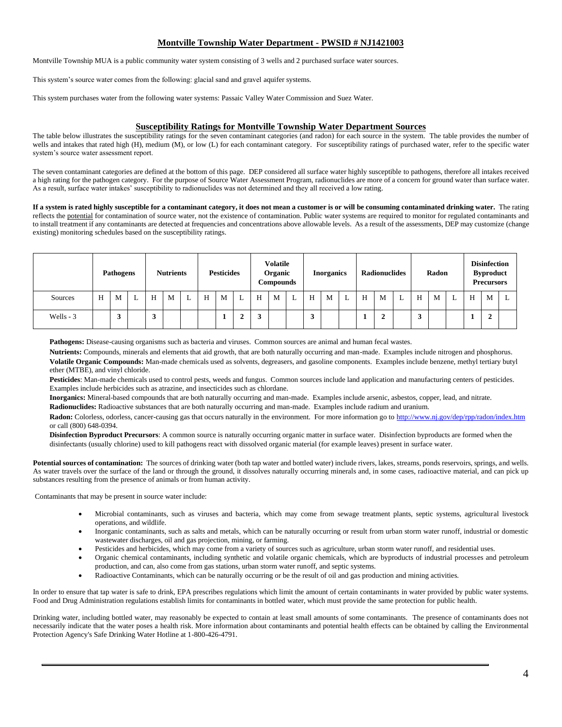## Montville Township Water Department - PWSID # NJ1421003

Montville Township MUA is a public community water system consisting of 3 wells and 2 purchased surface water sources.

This system's source water comes from the following: glacial sand and gravel aquifer systems.

This system purchases water from the following water systems: Passaic Valley Water Commission and Suez Water.

## Susceptibility Ratings for Montville Township Water Department Sources

The table below illustrates the susceptibility ratings for the seven contaminant categories (and radon) for each source in the system. The table provides the number of wells and intakes that rated high (H), medium (M), or low (L) for each contaminant category. For susceptibility ratings of purchased water, refer to the specific water system's source water assessment report.

The seven contaminant categories are defined at the bottom of this page. DEP considered all surface water highly susceptible to pathogens, therefore all intakes received a high rating for the pathogen category. For the purpose of Source Water Assessment Program, radionuclides are more of a concern for ground water than surface water. As a result, surface water intakes' susceptibility to radionuclides was not determined and they all received a low rating.

**If a system is rated highly susceptible for a contaminant category, it does not mean a customer is or will be consuming contaminated drinking water.** The rating reflects the potential for contamination of source water, not the existence of contamination. Public water systems are required to monitor for regulated contaminants and to install treatment if any contaminants are detected at frequencies and concentrations above allowable levels. As a result of the assessments, DEP may customize (change existing) monitoring schedules based on the susceptibility ratings.

| | Pathogens | | | Nutrients | | | Pesticides | | | Volatile Organic Compounds | | | Inorganics | | | Radionuclides | | | Radon | | | Disinfection Byproduct Precursors | | |
|---|---|---|---|---|---|---|---|---|---|---|---|---|---|---|---|---|---|---|---|---|---|---|---|---|
| Sources | H | M | L | H | M | L | H | M | L | H | M | L | H | M | L | H | M | L | H | M | L | H | M | L |
| Wells - 3 | | 3 | | 3 | | | | 1 | 2 | 3 | | | 3 | | | 1 | 2 | | 3 | | | 1 | 2 | |

**Pathogens:** Disease-causing organisms such as bacteria and viruses. Common sources are animal and human fecal wastes.

**Nutrients:** Compounds, minerals and elements that aid growth, that are both naturally occurring and man-made. Examples include nitrogen and phosphorus.

**Volatile Organic Compounds:** Man-made chemicals used as solvents, degreasers, and gasoline components. Examples include benzene, methyl tertiary butyl ether (MTBE), and vinyl chloride.

**Pesticides**: Man-made chemicals used to control pests, weeds and fungus. Common sources include land application and manufacturing centers of pesticides. Examples include herbicides such as atrazine, and insecticides such as chlordane.

**Inorganics:** Mineral-based compounds that are both naturally occurring and man-made. Examples include arsenic, asbestos, copper, lead, and nitrate.

**Radionuclides:** Radioactive substances that are both naturally occurring and man-made. Examples include radium and uranium.

**Radon:** Colorless, odorless, cancer-causing gas that occurs naturally in the environment. For more information go to http://www.nj.gov/dep/rpp/radon/index.htm or call (800) 648-0394.

**Disinfection Byproduct Precursors**: A common source is naturally occurring organic matter in surface water. Disinfection byproducts are formed when the disinfectants (usually chlorine) used to kill pathogens react with dissolved organic material (for example leaves) present in surface water.

**Potential sources of contamination:** The sources of drinking water (both tap water and bottled water) include rivers, lakes, streams, ponds reservoirs, springs, and wells. As water travels over the surface of the land or through the ground, it dissolves naturally occurring minerals and, in some cases, radioactive material, and can pick up substances resulting from the presence of animals or from human activity.

Contaminants that may be present in source water include:

- Microbial contaminants, such as viruses and bacteria, which may come from sewage treatment plants, septic systems, agricultural livestock operations, and wildlife.
- Inorganic contaminants, such as salts and metals, which can be naturally occurring or result from urban storm water runoff, industrial or domestic wastewater discharges, oil and gas projection, mining, or farming.
- Pesticides and herbicides, which may come from a variety of sources such as agriculture, urban storm water runoff, and residential uses.
- Organic chemical contaminants, including synthetic and volatile organic chemicals, which are byproducts of industrial processes and petroleum production, and can, also come from gas stations, urban storm water runoff, and septic systems.
- Radioactive Contaminants, which can be naturally occurring or be the result of oil and gas production and mining activities.

In order to ensure that tap water is safe to drink, EPA prescribes regulations which limit the amount of certain contaminants in water provided by public water systems. Food and Drug Administration regulations establish limits for contaminants in bottled water, which must provide the same protection for public health.

Drinking water, including bottled water, may reasonably be expected to contain at least small amounts of some contaminants. The presence of contaminants does not necessarily indicate that the water poses a health risk. More information about contaminants and potential health effects can be obtained by calling the Environmental Protection Agency's Safe Drinking Water Hotline at 1-800-426-4791.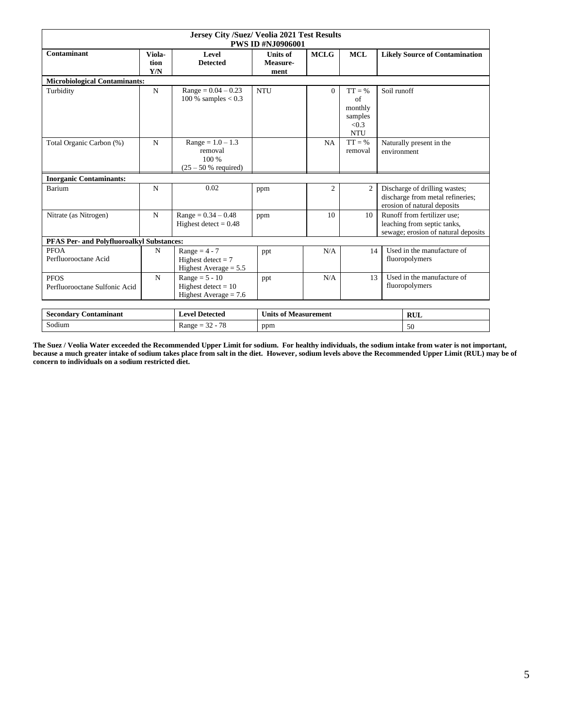| Jersey City /Suez/ Veolia 2021 Test Results PWS ID #NJ0906001 | | | | | | |
|---|---|---|---|---|---|---|
| **Contaminant** | **Violation Y/N** | **Level Detected** | **Units of Measurement** | **MCLG** | **MCL** | **Likely Source of Contamination** |
| **Microbiological Contaminants:** | | | | | | |
| Turbidity | N | Range = 0.04 – 0.23<br>100 % samples < 0.3 | NTU | 0 | TT = % of monthly samples <0.3 NTU | Soil runoff |
| Total Organic Carbon (%) | N | Range = 1.0 – 1.3 removal<br>100 %<br>(25 – 50 % required) | | NA | TT = % removal | Naturally present in the environment |
| **Inorganic Contaminants:** | | | | | | |
| Barium | N | 0.02 | ppm | 2 | 2 | Discharge of drilling wastes; discharge from metal refineries; erosion of natural deposits |
| Nitrate (as Nitrogen) | N | Range = 0.34 – 0.48<br>Highest detect = 0.48 | ppm | 10 | 10 | Runoff from fertilizer use; leaching from septic tanks, sewage; erosion of natural deposits |
| **PFAS Per- and Polyfluoroalkyl Substances:** | | | | | | |
| PFOA<br>Perfluorooctane Acid | N | Range = 4 - 7<br>Highest detect = 7<br>Highest Average = 5.5 | ppt | N/A | 14 | Used in the manufacture of fluoropolymers |
| PFOS<br>Perfluorooctane Sulfonic Acid | N | Range = 5 - 10<br>Highest detect = 10<br>Highest Average = 7.6 | ppt | N/A | 13 | Used in the manufacture of fluoropolymers |

| Secondary Contaminant | Level Detected | Units of Measurement | RUL |
|---|---|---|---|
| Sodium | Range = 32 - 78 | ppm | 50 |

**The Suez / Veolia Water exceeded the Recommended Upper Limit for sodium. For healthy individuals, the sodium intake from water is not important, because a much greater intake of sodium takes place from salt in the diet. However, sodium levels above the Recommended Upper Limit (RUL) may be of concern to individuals on a sodium restricted diet.**